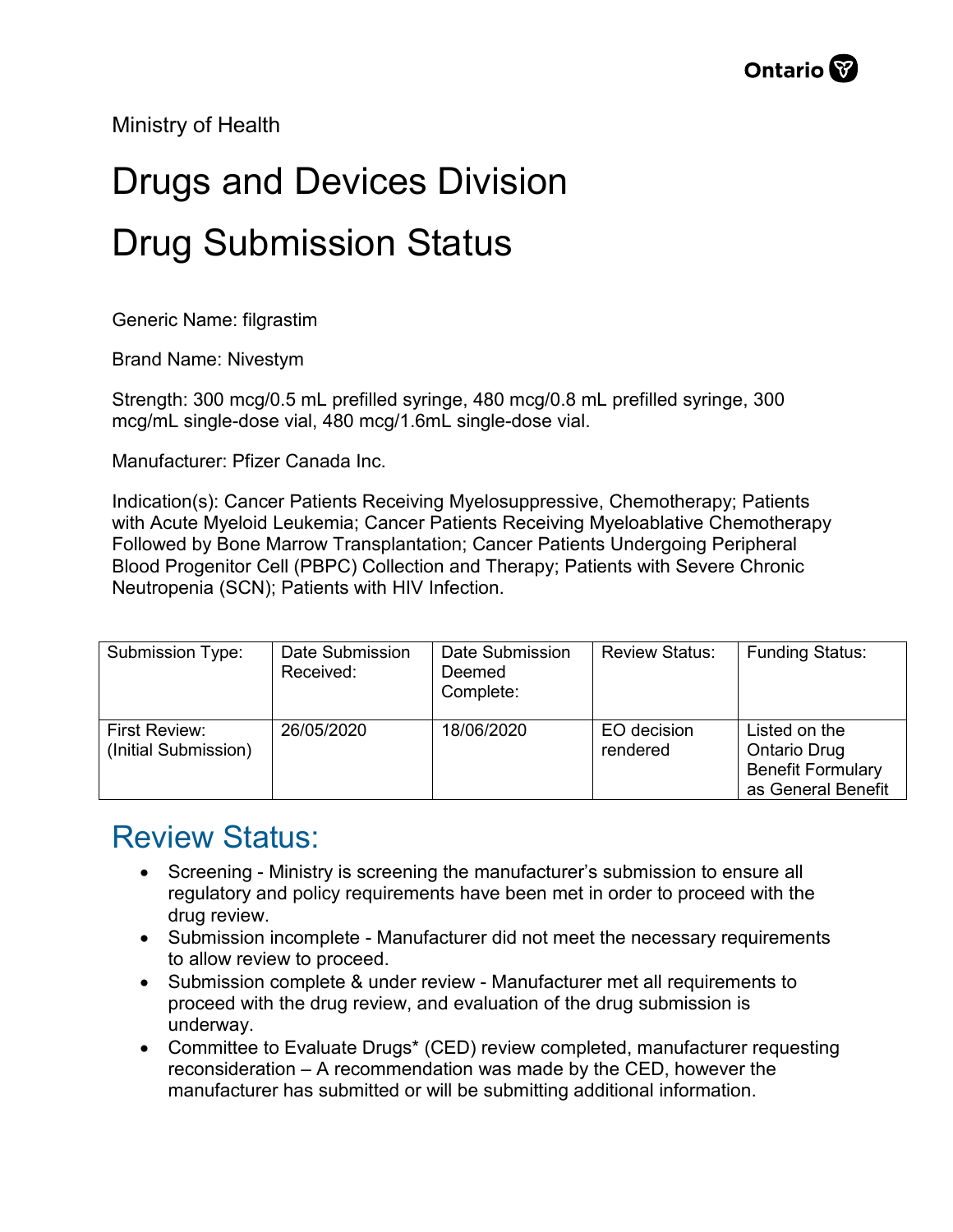Ministry of Health

# Drugs and Devices Division

# Drug Submission Status

Generic Name: filgrastim

Brand Name: Nivestym

Strength: 300 mcg/0.5 mL prefilled syringe, 480 mcg/0.8 mL prefilled syringe, 300 mcg/mL single-dose vial, 480 mcg/1.6mL single-dose vial.

Manufacturer: Pfizer Canada Inc.

Indication(s): Cancer Patients Receiving Myelosuppressive, Chemotherapy; Patients with Acute Myeloid Leukemia; Cancer Patients Receiving Myeloablative Chemotherapy Followed by Bone Marrow Transplantation; Cancer Patients Undergoing Peripheral Blood Progenitor Cell (PBPC) Collection and Therapy; Patients with Severe Chronic Neutropenia (SCN); Patients with HIV Infection.

| Submission Type: | Date Submission Received: | Date Submission Deemed Complete: | Review Status: | Funding Status: |
|---|---|---|---|---|
| First Review: (Initial Submission) | 26/05/2020 | 18/06/2020 | EO decision rendered | Listed on the Ontario Drug Benefit Formulary as General Benefit |

## Review Status:

- Screening - Ministry is screening the manufacturer's submission to ensure all regulatory and policy requirements have been met in order to proceed with the drug review.
- Submission incomplete - Manufacturer did not meet the necessary requirements to allow review to proceed.
- Submission complete & under review - Manufacturer met all requirements to proceed with the drug review, and evaluation of the drug submission is underway.
- Committee to Evaluate Drugs* (CED) review completed, manufacturer requesting reconsideration – A recommendation was made by the CED, however the manufacturer has submitted or will be submitting additional information.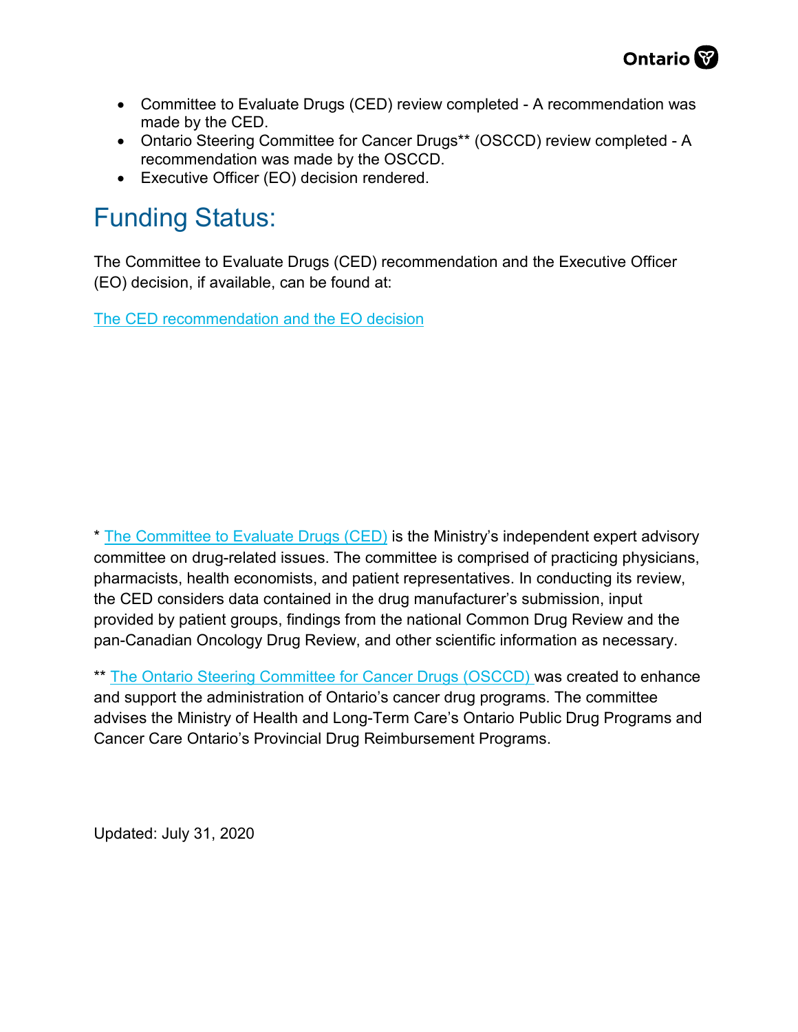- Committee to Evaluate Drugs (CED) review completed - A recommendation was made by the CED.
- Ontario Steering Committee for Cancer Drugs** (OSCCD) review completed - A recommendation was made by the OSCCD.
- Executive Officer (EO) decision rendered.

## Funding Status:

The Committee to Evaluate Drugs (CED) recommendation and the Executive Officer (EO) decision, if available, can be found at:

The CED recommendation and the EO decision

* The Committee to Evaluate Drugs (CED) is the Ministry's independent expert advisory committee on drug-related issues. The committee is comprised of practicing physicians, pharmacists, health economists, and patient representatives. In conducting its review, the CED considers data contained in the drug manufacturer's submission, input provided by patient groups, findings from the national Common Drug Review and the pan-Canadian Oncology Drug Review, and other scientific information as necessary.

** The Ontario Steering Committee for Cancer Drugs (OSCCD) was created to enhance and support the administration of Ontario's cancer drug programs. The committee advises the Ministry of Health and Long-Term Care's Ontario Public Drug Programs and Cancer Care Ontario's Provincial Drug Reimbursement Programs.

Updated: July 31, 2020